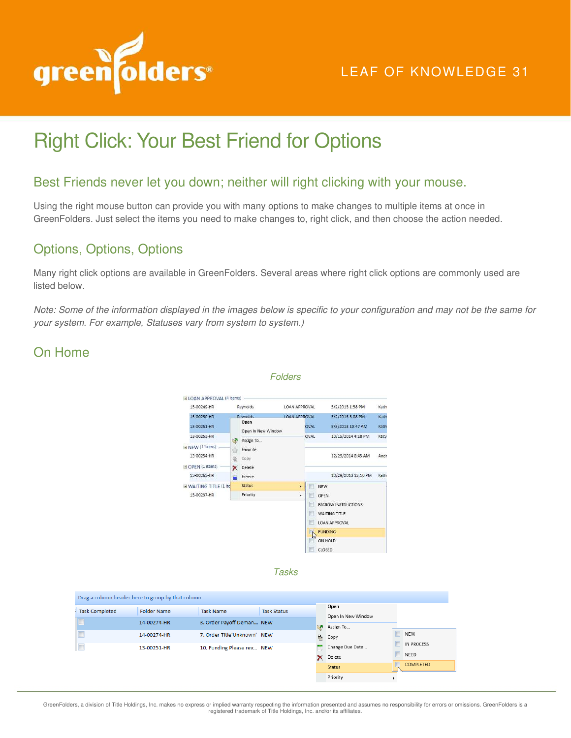LEAF OF KNOWLEDGE 31

# Right Click: Your Best Friend for Options

## Best Friends never let you down; neither will right clicking with your mouse.

Using the right mouse button can provide you with many options to make changes to multiple items at once in GreenFolders. Just select the items you need to make changes to, right click, and then choose the action needed.

## Options, Options, Options

Many right click options are available in GreenFolders. Several areas where right click options are commonly used are listed below.

*Note: Some of the information displayed in the images below is specific to your configuration and may not be the same for your system. For example, Statuses vary from system to system.)*

## On Home

*Folders*

*Tasks*

GreenFolders, a division of Title Holdings, Inc. makes no express or implied warranty respecting the information presented and assumes no responsibility for errors or omissions. GreenFolders is a registered trademark of Title Holdings, Inc. and/or its affiliates.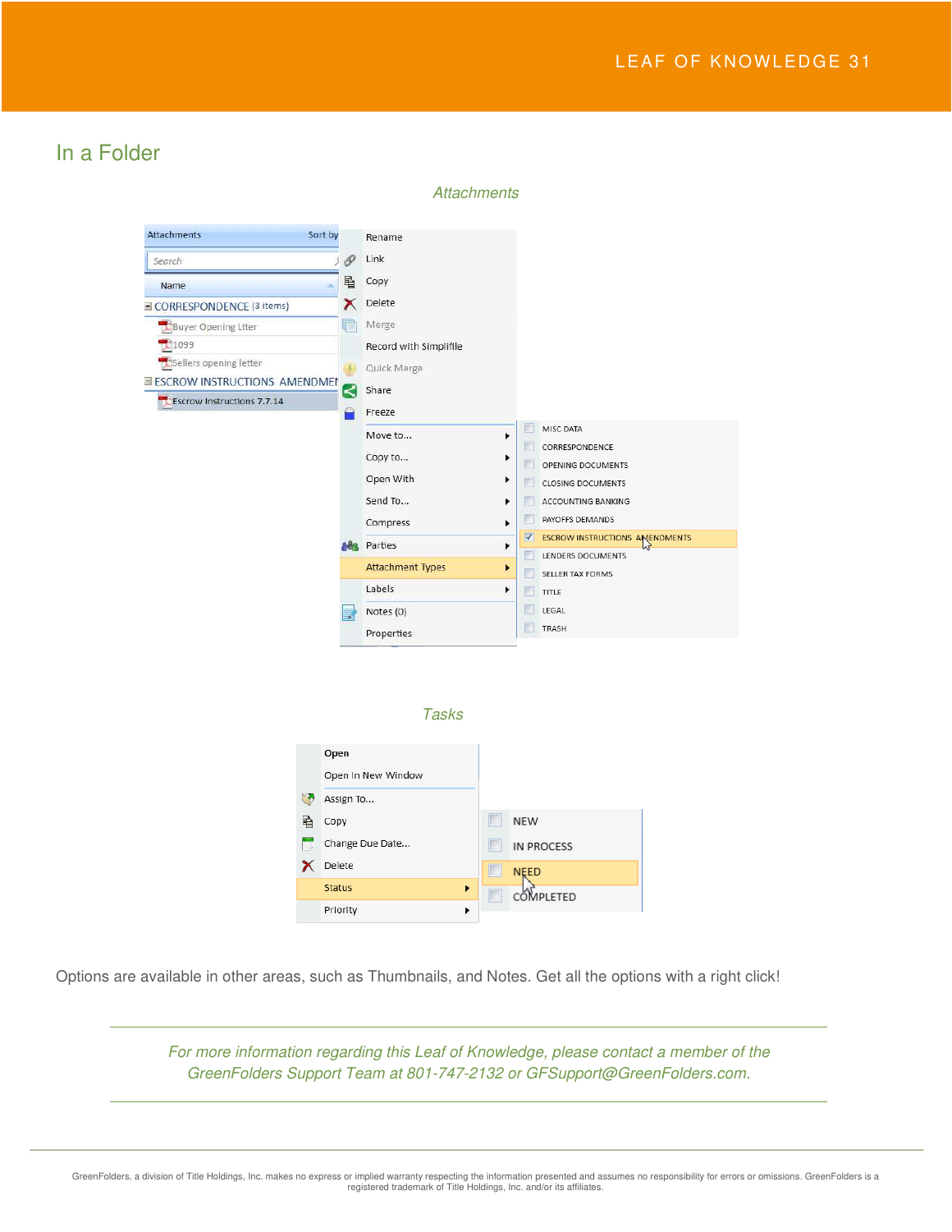## In a Folder

*Attachments*

*Tasks*

Options are available in other areas, such as Thumbnails, and Notes. Get all the options with a right click!

---

*For more information regarding this Leaf of Knowledge, please contact a member of the GreenFolders Support Team at 801-747-2132 or GFSupport@GreenFolders.com.*

---

GreenFolders, a division of Title Holdings, Inc. makes no express or implied warranty respecting the information presented and assumes no responsibility for errors or omissions. GreenFolders is a registered trademark of Title Holdings, Inc. and/or its affiliates.